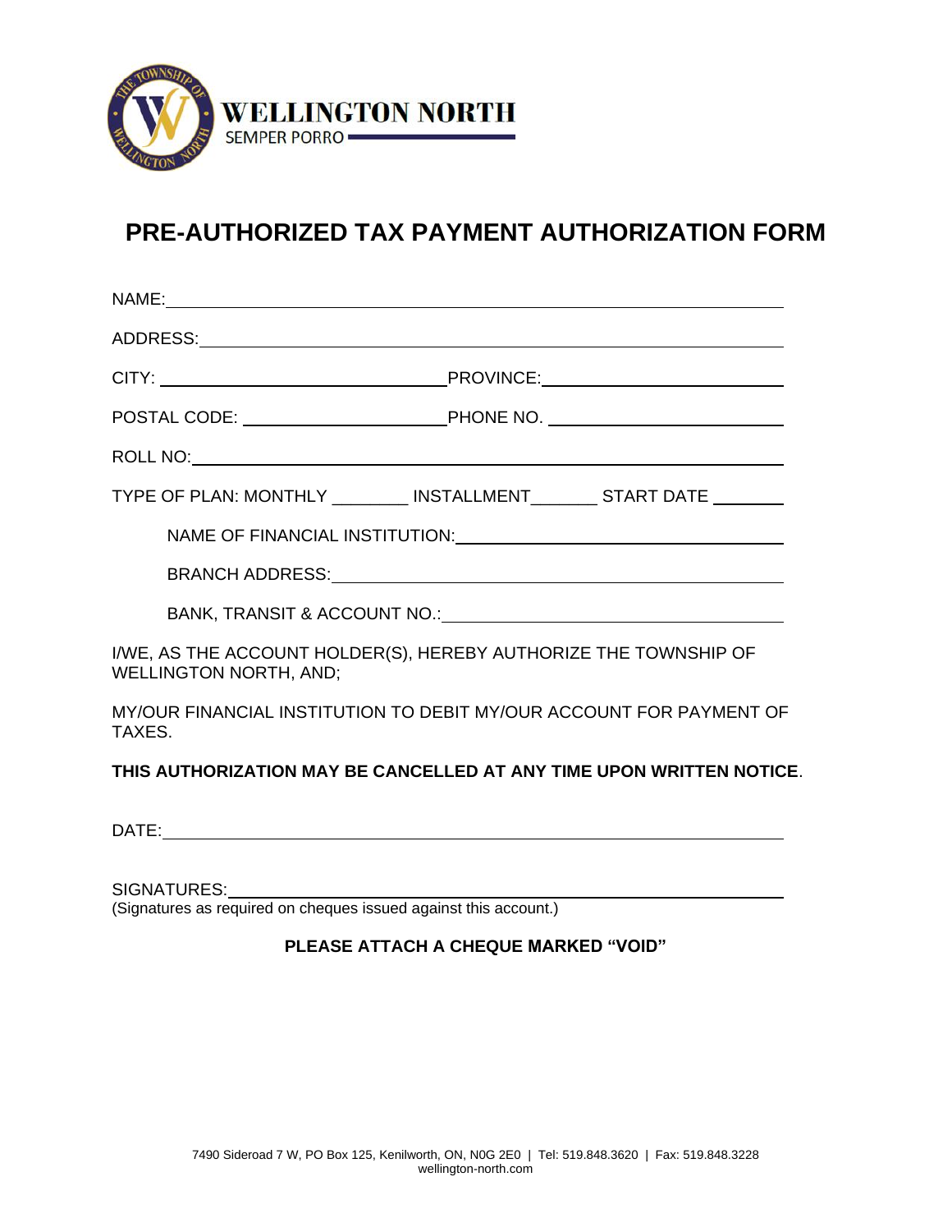WELLINGTON NORTH
SEMPER PORRO

# PRE-AUTHORIZED TAX PAYMENT AUTHORIZATION FORM

NAME: ______________________________________________

ADDRESS: ______________________________________________

CITY: ______________________ PROVINCE: ______________________

POSTAL CODE: ______________________ PHONE NO. ______________________

ROLL NO: ______________________________________________

TYPE OF PLAN: MONTHLY ________ INSTALLMENT _______ START DATE ________

NAME OF FINANCIAL INSTITUTION: ______________________________

BRANCH ADDRESS: ______________________________

BANK, TRANSIT & ACCOUNT NO.: ______________________________

I/WE, AS THE ACCOUNT HOLDER(S), HEREBY AUTHORIZE THE TOWNSHIP OF WELLINGTON NORTH, AND;

MY/OUR FINANCIAL INSTITUTION TO DEBIT MY/OUR ACCOUNT FOR PAYMENT OF TAXES.

**THIS AUTHORIZATION MAY BE CANCELLED AT ANY TIME UPON WRITTEN NOTICE**.

DATE: ______________________________________________

SIGNATURES: ______________________________________________
(Signatures as required on cheques issued against this account.)

**PLEASE ATTACH A CHEQUE MARKED "VOID"**

7490 Sideroad 7 W, PO Box 125, Kenilworth, ON, N0G 2E0 | Tel: 519.848.3620 | Fax: 519.848.3228
wellington-north.com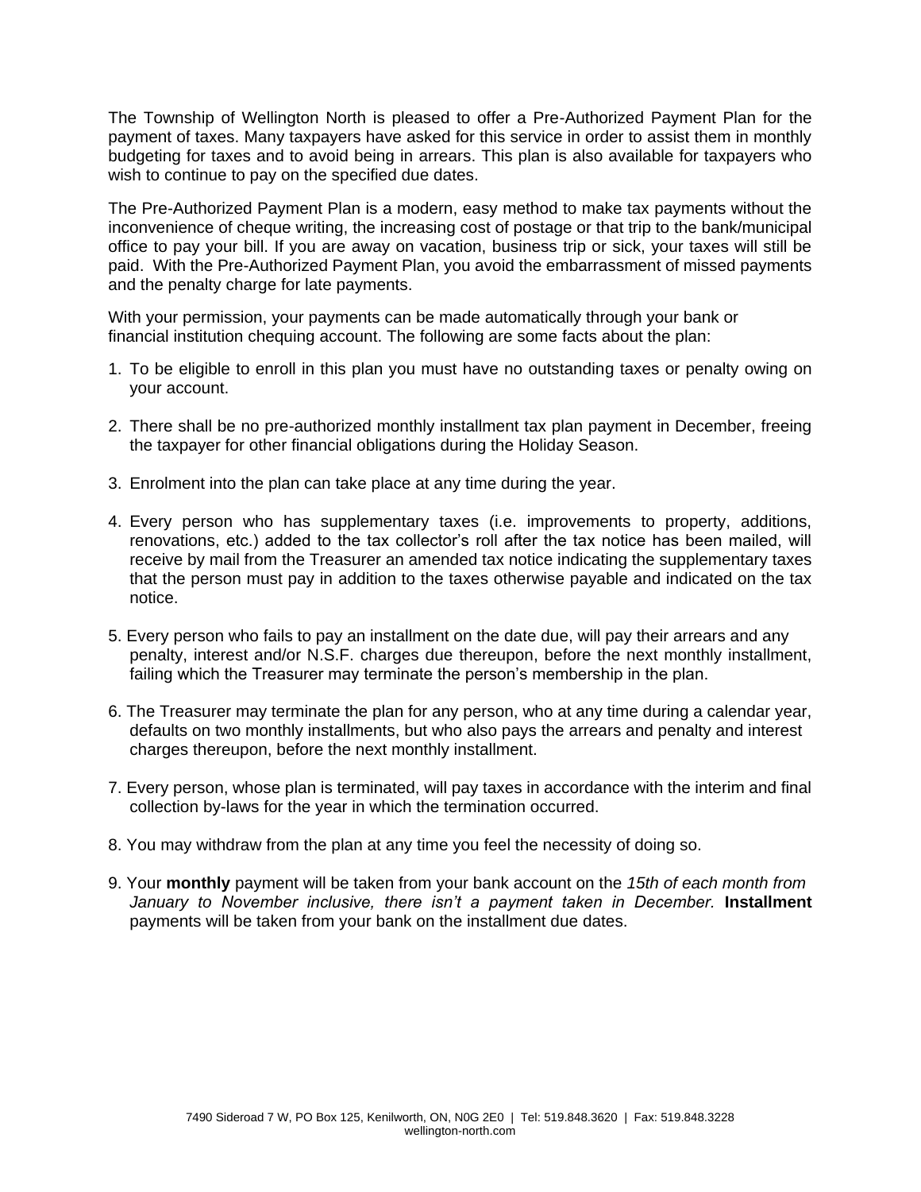The Township of Wellington North is pleased to offer a Pre-Authorized Payment Plan for the payment of taxes. Many taxpayers have asked for this service in order to assist them in monthly budgeting for taxes and to avoid being in arrears. This plan is also available for taxpayers who wish to continue to pay on the specified due dates.

The Pre-Authorized Payment Plan is a modern, easy method to make tax payments without the inconvenience of cheque writing, the increasing cost of postage or that trip to the bank/municipal office to pay your bill. If you are away on vacation, business trip or sick, your taxes will still be paid. With the Pre-Authorized Payment Plan, you avoid the embarrassment of missed payments and the penalty charge for late payments.

With your permission, your payments can be made automatically through your bank or financial institution chequing account. The following are some facts about the plan:

1. To be eligible to enroll in this plan you must have no outstanding taxes or penalty owing on your account.

2. There shall be no pre-authorized monthly installment tax plan payment in December, freeing the taxpayer for other financial obligations during the Holiday Season.

3. Enrolment into the plan can take place at any time during the year.

4. Every person who has supplementary taxes (i.e. improvements to property, additions, renovations, etc.) added to the tax collector's roll after the tax notice has been mailed, will receive by mail from the Treasurer an amended tax notice indicating the supplementary taxes that the person must pay in addition to the taxes otherwise payable and indicated on the tax notice.

5. Every person who fails to pay an installment on the date due, will pay their arrears and any penalty, interest and/or N.S.F. charges due thereupon, before the next monthly installment, failing which the Treasurer may terminate the person's membership in the plan.

6. The Treasurer may terminate the plan for any person, who at any time during a calendar year, defaults on two monthly installments, but who also pays the arrears and penalty and interest charges thereupon, before the next monthly installment.

7. Every person, whose plan is terminated, will pay taxes in accordance with the interim and final collection by-laws for the year in which the termination occurred.

8. You may withdraw from the plan at any time you feel the necessity of doing so.

9. Your **monthly** payment will be taken from your bank account on the *15th of each month from January to November inclusive, there isn't a payment taken in December*. **Installment** payments will be taken from your bank on the installment due dates.

7490 Sideroad 7 W, PO Box 125, Kenilworth, ON, N0G 2E0 | Tel: 519.848.3620 | Fax: 519.848.3228
wellington-north.com